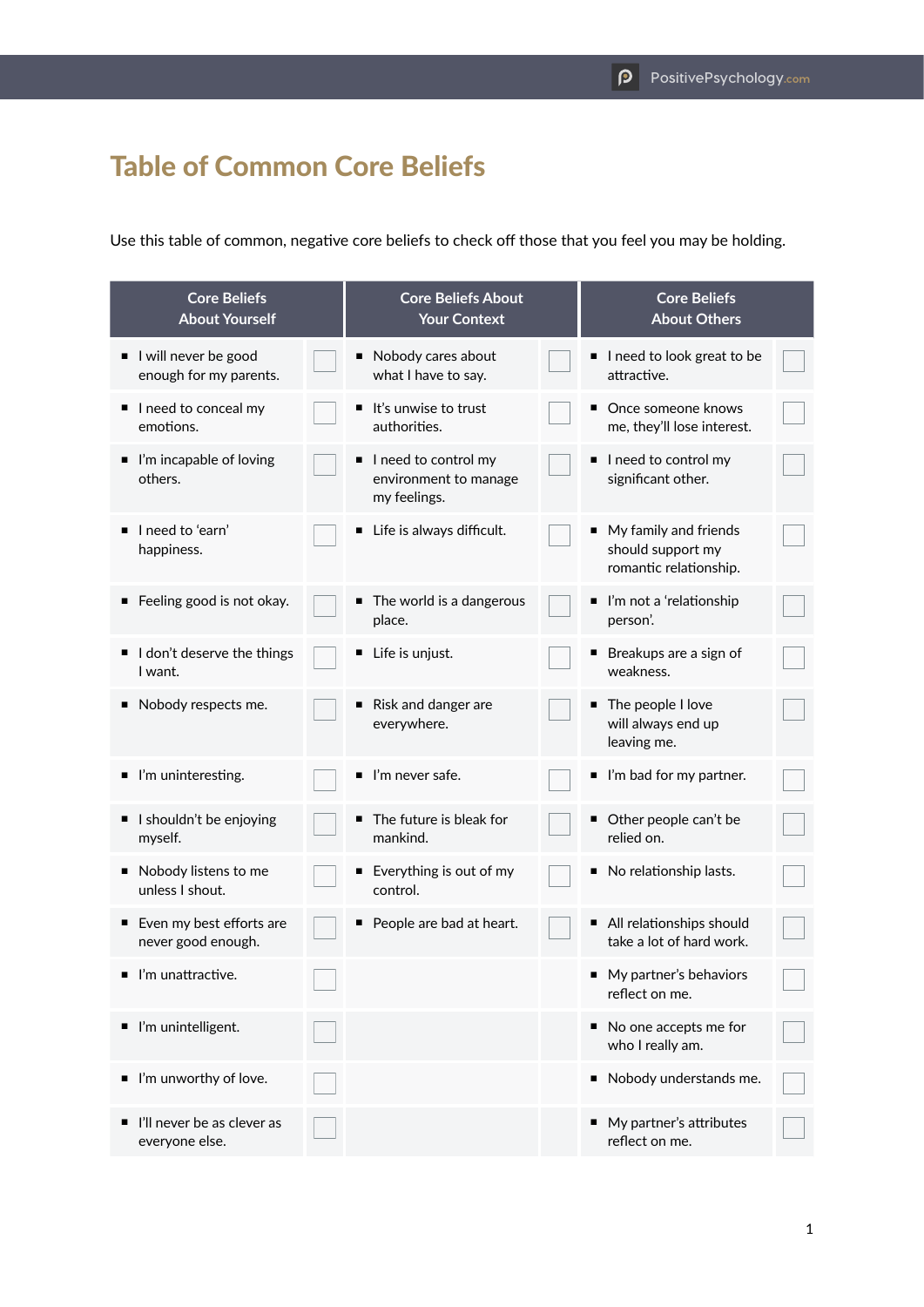# Table of Common Core Beliefs

Use this table of common, negative core beliefs to check off those that you feel you may be holding.

| Core Beliefs About Yourself | | Core Beliefs About Your Context | | Core Beliefs About Others | |
|---|---|---|---|---|---|
| ▪ I will never be good enough for my parents. | ☐ | ▪ Nobody cares about what I have to say. | ☐ | ▪ I need to look great to be attractive. | ☐ |
| ▪ I need to conceal my emotions. | ☐ | ▪ It's unwise to trust authorities. | ☐ | ▪ Once someone knows me, they'll lose interest. | ☐ |
| ▪ I'm incapable of loving others. | ☐ | ▪ I need to control my environment to manage my feelings. | ☐ | ▪ I need to control my significant other. | ☐ |
| ▪ I need to 'earn' happiness. | ☐ | ▪ Life is always difficult. | ☐ | ▪ My family and friends should support my romantic relationship. | ☐ |
| ▪ Feeling good is not okay. | ☐ | ▪ The world is a dangerous place. | ☐ | ▪ I'm not a 'relationship person'. | ☐ |
| ▪ I don't deserve the things I want. | ☐ | ▪ Life is unjust. | ☐ | ▪ Breakups are a sign of weakness. | ☐ |
| ▪ Nobody respects me. | ☐ | ▪ Risk and danger are everywhere. | ☐ | ▪ The people I love will always end up leaving me. | ☐ |
| ▪ I'm uninteresting. | ☐ | ▪ I'm never safe. | ☐ | ▪ I'm bad for my partner. | ☐ |
| ▪ I shouldn't be enjoying myself. | ☐ | ▪ The future is bleak for mankind. | ☐ | ▪ Other people can't be relied on. | ☐ |
| ▪ Nobody listens to me unless I shout. | ☐ | ▪ Everything is out of my control. | ☐ | ▪ No relationship lasts. | ☐ |
| ▪ Even my best efforts are never good enough. | ☐ | ▪ People are bad at heart. | ☐ | ▪ All relationships should take a lot of hard work. | ☐ |
| ▪ I'm unattractive. | ☐ | | | ▪ My partner's behaviors reflect on me. | ☐ |
| ▪ I'm unintelligent. | ☐ | | | ▪ No one accepts me for who I really am. | ☐ |
| ▪ I'm unworthy of love. | ☐ | | | ▪ Nobody understands me. | ☐ |
| ▪ I'll never be as clever as everyone else. | ☐ | | | ▪ My partner's attributes reflect on me. | ☐ |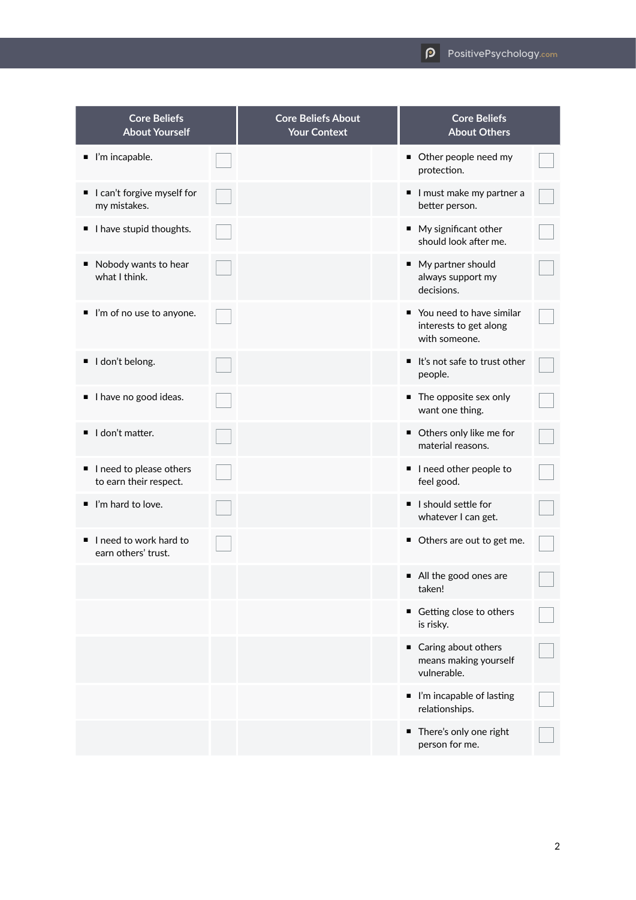| Core Beliefs About Yourself | | Core Beliefs About Your Context | | Core Beliefs About Others | |
|---|---|---|---|---|---|
| ▪ I'm incapable. | ☐ | | | ▪ Other people need my protection. | ☐ |
| ▪ I can't forgive myself for my mistakes. | ☐ | | | ▪ I must make my partner a better person. | ☐ |
| ▪ I have stupid thoughts. | ☐ | | | ▪ My significant other should look after me. | ☐ |
| ▪ Nobody wants to hear what I think. | ☐ | | | ▪ My partner should always support my decisions. | ☐ |
| ▪ I'm of no use to anyone. | ☐ | | | ▪ You need to have similar interests to get along with someone. | ☐ |
| ▪ I don't belong. | ☐ | | | ▪ It's not safe to trust other people. | ☐ |
| ▪ I have no good ideas. | ☐ | | | ▪ The opposite sex only want one thing. | ☐ |
| ▪ I don't matter. | ☐ | | | ▪ Others only like me for material reasons. | ☐ |
| ▪ I need to please others to earn their respect. | ☐ | | | ▪ I need other people to feel good. | ☐ |
| ▪ I'm hard to love. | ☐ | | | ▪ I should settle for whatever I can get. | ☐ |
| ▪ I need to work hard to earn others' trust. | ☐ | | | ▪ Others are out to get me. | ☐ |
| | | | | ▪ All the good ones are taken! | ☐ |
| | | | | ▪ Getting close to others is risky. | ☐ |
| | | | | ▪ Caring about others means making yourself vulnerable. | ☐ |
| | | | | ▪ I'm incapable of lasting relationships. | ☐ |
| | | | | ▪ There's only one right person for me. | ☐ |